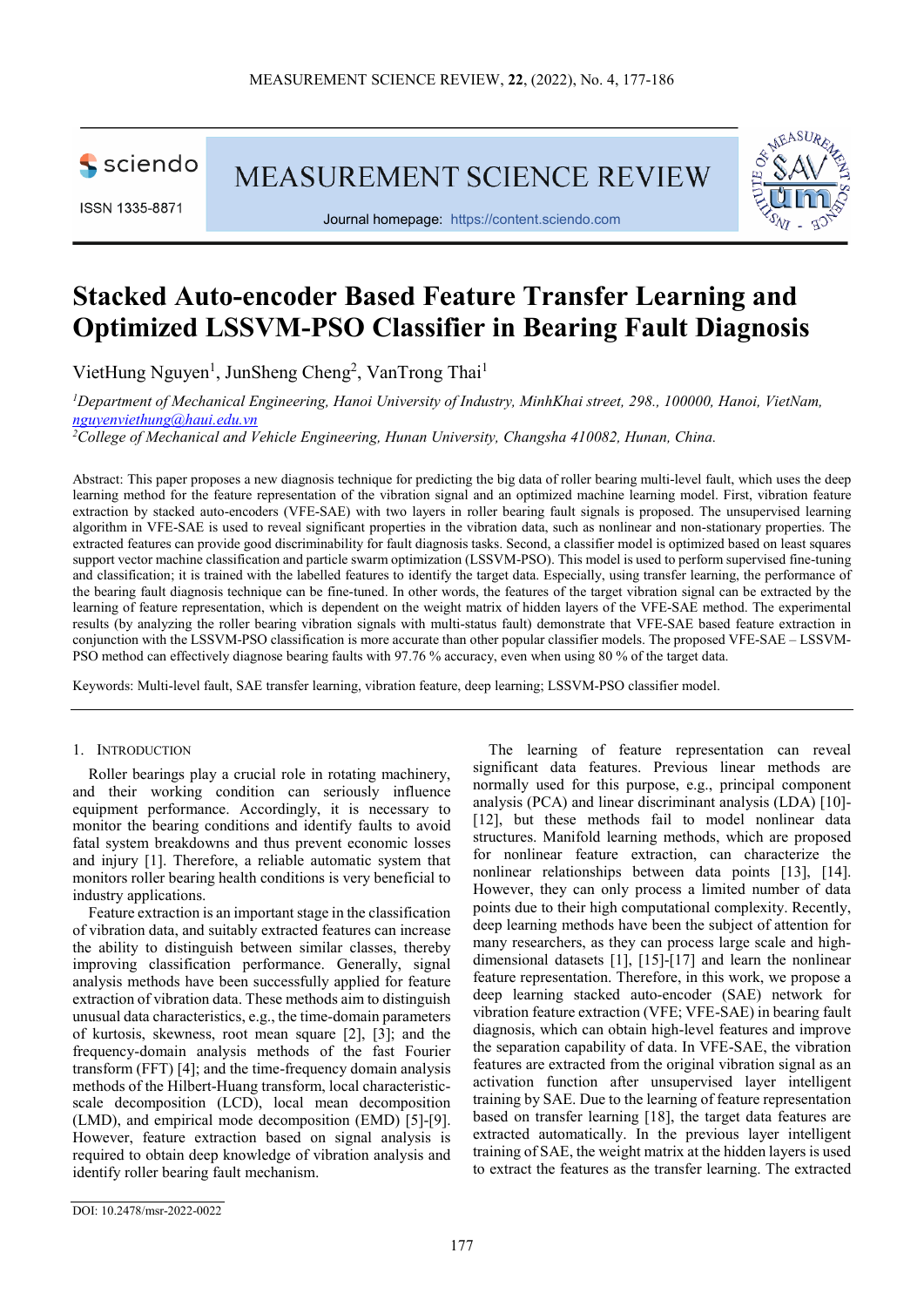# Stacked Auto-encoder Based Feature Transfer Learning and Optimized LSSVM-PSO Classifier in Bearing Fault Diagnosis

VietHung Nguyen[1], JunSheng Cheng[2], VanTrong Thai[1]

[1]*Department of Mechanical Engineering, Hanoi University of Industry, MinhKhai street, 298., 100000, Hanoi, VietNam,* *nguyenviethung@haui.edu.vn*

[2]*College of Mechanical and Vehicle Engineering, Hunan University, Changsha 410082, Hunan, China.*

Abstract: This paper proposes a new diagnosis technique for predicting the big data of roller bearing multi-level fault, which uses the deep learning method for the feature representation of the vibration signal and an optimized machine learning model. First, vibration feature extraction by stacked auto-encoders (VFE-SAE) with two layers in roller bearing fault signals is proposed. The unsupervised learning algorithm in VFE-SAE is used to reveal significant properties in the vibration data, such as nonlinear and non-stationary properties. The extracted features can provide good discriminability for fault diagnosis tasks. Second, a classifier model is optimized based on least squares support vector machine classification and particle swarm optimization (LSSVM-PSO). This model is used to perform supervised fine-tuning and classification; it is trained with the labelled features to identify the target data. Especially, using transfer learning, the performance of the bearing fault diagnosis technique can be fine-tuned. In other words, the features of the target vibration signal can be extracted by the learning of feature representation, which is dependent on the weight matrix of hidden layers of the VFE-SAE method. The experimental results (by analyzing the roller bearing vibration signals with multi-status fault) demonstrate that VFE-SAE based feature extraction in conjunction with the LSSVM-PSO classification is more accurate than other popular classifier models. The proposed VFE-SAE – LSSVM-PSO method can effectively diagnose bearing faults with 97.76 % accuracy, even when using 80 % of the target data.

Keywords: Multi-level fault, SAE transfer learning, vibration feature, deep learning; LSSVM-PSO classifier model.

## 1. Introduction

Roller bearings play a crucial role in rotating machinery, and their working condition can seriously influence equipment performance. Accordingly, it is necessary to monitor the bearing conditions and identify faults to avoid fatal system breakdowns and thus prevent economic losses and injury [1]. Therefore, a reliable automatic system that monitors roller bearing health conditions is very beneficial to industry applications.

Feature extraction is an important stage in the classification of vibration data, and suitably extracted features can increase the ability to distinguish between similar classes, thereby improving classification performance. Generally, signal analysis methods have been successfully applied for feature extraction of vibration data. These methods aim to distinguish unusual data characteristics, e.g., the time-domain parameters of kurtosis, skewness, root mean square [2], [3]; and the frequency-domain analysis methods of the fast Fourier transform (FFT) [4]; and the time-frequency domain analysis methods of the Hilbert-Huang transform, local characteristic-scale decomposition (LCD), local mean decomposition (LMD), and empirical mode decomposition (EMD) [5]-[9]. However, feature extraction based on signal analysis is required to obtain deep knowledge of vibration analysis and identify roller bearing fault mechanism.

The learning of feature representation can reveal significant data features. Previous linear methods are normally used for this purpose, e.g., principal component analysis (PCA) and linear discriminant analysis (LDA) [10]-[12], but these methods fail to model nonlinear data structures. Manifold learning methods, which are proposed for nonlinear feature extraction, can characterize the nonlinear relationships between data points [13], [14]. However, they can only process a limited number of data points due to their high computational complexity. Recently, deep learning methods have been the subject of attention for many researchers, as they can process large scale and high-dimensional datasets [1], [15]-[17] and learn the nonlinear feature representation. Therefore, in this work, we propose a deep learning stacked auto-encoder (SAE) network for vibration feature extraction (VFE; VFE-SAE) in bearing fault diagnosis, which can obtain high-level features and improve the separation capability of data. In VFE-SAE, the vibration features are extracted from the original vibration signal as an activation function after unsupervised layer intelligent training by SAE. Due to the learning of feature representation based on transfer learning [18], the target data features are extracted automatically. In the previous layer intelligent training of SAE, the weight matrix at the hidden layers is used to extract the features as the transfer learning. The extracted

DOI: 10.2478/msr-2022-0022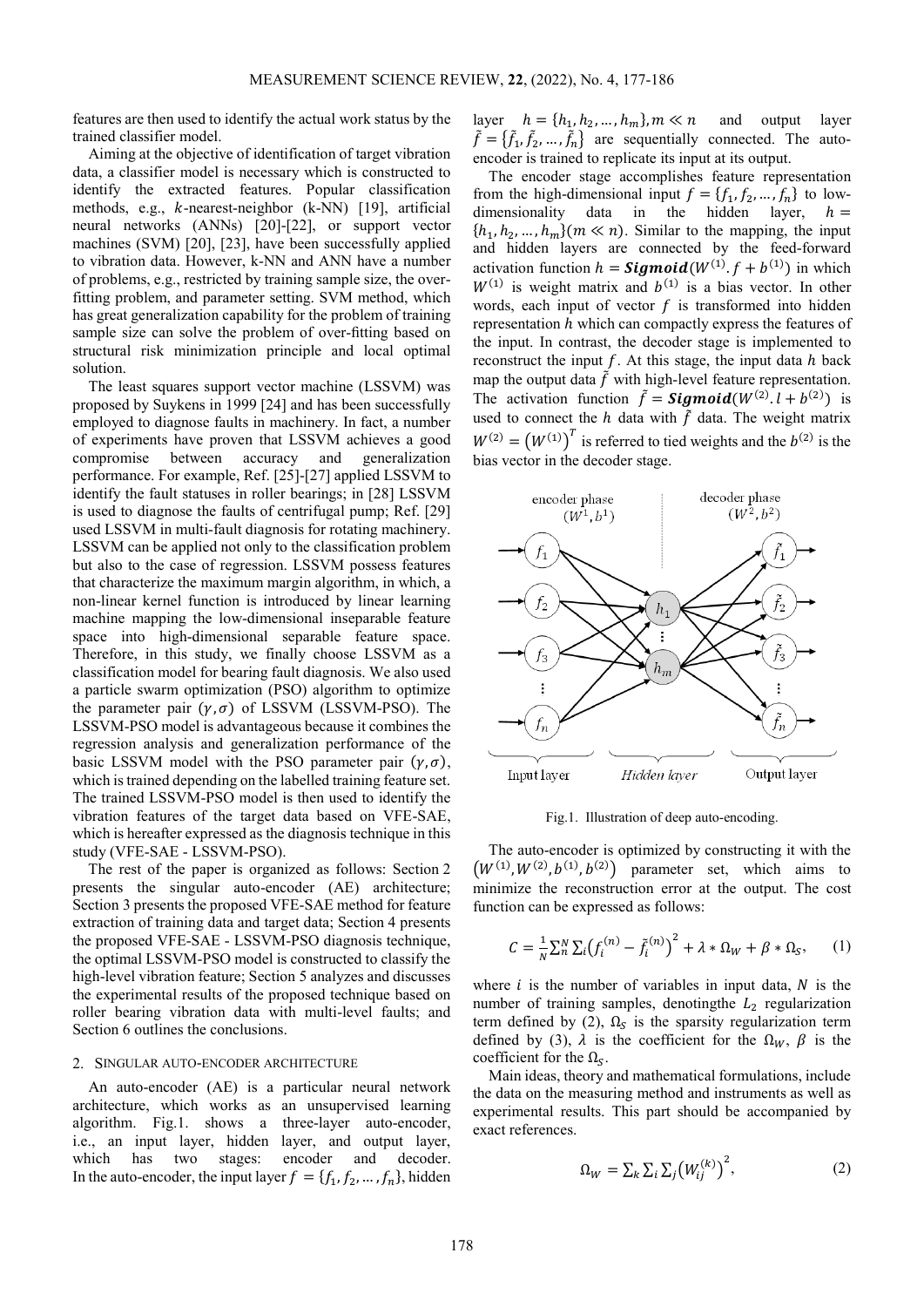features are then used to identify the actual work status by the trained classifier model.

Aiming at the objective of identification of target vibration data, a classifier model is necessary which is constructed to identify the extracted features. Popular classification methods, e.g., $k$-nearest-neighbor (k-NN) [19], artificial neural networks (ANNs) [20]-[22], or support vector machines (SVM) [20], [23], have been successfully applied to vibration data. However, k-NN and ANN have a number of problems, e.g., restricted by training sample size, the over-fitting problem, and parameter setting. SVM method, which has great generalization capability for the problem of training sample size can solve the problem of over-fitting based on structural risk minimization principle and local optimal solution.

The least squares support vector machine (LSSVM) was proposed by Suykens in 1999 [24] and has been successfully employed to diagnose faults in machinery. In fact, a number of experiments have proven that LSSVM achieves a good compromise between accuracy and generalization performance. For example, Ref. [25]-[27] applied LSSVM to identify the fault statuses in roller bearings; in [28] LSSVM is used to diagnose the faults of centrifugal pump; Ref. [29] used LSSVM in multi-fault diagnosis for rotating machinery. LSSVM can be applied not only to the classification problem but also to the case of regression. LSSVM possess features that characterize the maximum margin algorithm, in which, a non-linear kernel function is introduced by linear learning machine mapping the low-dimensional inseparable feature space into high-dimensional separable feature space. Therefore, in this study, we finally choose LSSVM as a classification model for bearing fault diagnosis. We also used a particle swarm optimization (PSO) algorithm to optimize the parameter pair $(\gamma, \sigma)$ of LSSVM (LSSVM-PSO). The LSSVM-PSO model is advantageous because it combines the regression analysis and generalization performance of the basic LSSVM model with the PSO parameter pair $(\gamma, \sigma)$, which is trained depending on the labelled training feature set. The trained LSSVM-PSO model is then used to identify the vibration features of the target data based on VFE-SAE, which is hereafter expressed as the diagnosis technique in this study (VFE-SAE - LSSVM-PSO).

The rest of the paper is organized as follows: Section 2 presents the singular auto-encoder (AE) architecture; Section 3 presents the proposed VFE-SAE method for feature extraction of training data and target data; Section 4 presents the proposed VFE-SAE - LSSVM-PSO diagnosis technique, the optimal LSSVM-PSO model is constructed to classify the high-level vibration feature; Section 5 analyzes and discusses the experimental results of the proposed technique based on roller bearing vibration data with multi-level faults; and Section 6 outlines the conclusions.

## 2. Singular auto-encoder architecture

An auto-encoder (AE) is a particular neural network architecture, which works as an unsupervised learning algorithm. Fig.1. shows a three-layer auto-encoder, i.e., an input layer, hidden layer, and output layer, which has two stages: encoder and decoder. In the auto-encoder, the input layer $f = \{f_1, f_2, \ldots, f_n\}$, hidden layer $h = \{h_1, h_2, \ldots, h_m\}, m \ll n$ and output layer $\tilde{f} = \{\tilde{f}_1, \tilde{f}_2, \ldots, \tilde{f}_n\}$ are sequentially connected. The auto-encoder is trained to replicate its input at its output.

The encoder stage accomplishes feature representation from the high-dimensional input $f = \{f_1, f_2, \ldots, f_n\}$ to low-dimensionality data in the hidden layer, $h = \{h_1, h_2, \ldots, h_m\}(m \ll n)$. Similar to the mapping, the input and hidden layers are connected by the feed-forward activation function $h = \boldsymbol{Sigmoid}(W^{(1)}.f + b^{(1)})$ in which $W^{(1)}$ is weight matrix and $b^{(1)}$ is a bias vector. In other words, each input of vector $f$ is transformed into hidden representation $h$ which can compactly express the features of the input. In contrast, the decoder stage is implemented to reconstruct the input $f$. At this stage, the input data $h$ back map the output data $\tilde{f}$ with high-level feature representation. The activation function $\tilde{f} = \boldsymbol{Sigmoid}(W^{(2)}.l + b^{(2)})$ is used to connect the $h$ data with $\tilde{f}$ data. The weight matrix $W^{(2)} = \left(W^{(1)}\right)^T$ is referred to tied weights and the $b^{(2)}$ is the bias vector in the decoder stage.

Fig.1. Illustration of deep auto-encoding.

The auto-encoder is optimized by constructing it with the $\left(W^{(1)}, W^{(2)}, b^{(1)}, b^{(2)}\right)$ parameter set, which aims to minimize the reconstruction error at the output. The cost function can be expressed as follows:

$$C = \frac{1}{N}\sum_n^N \sum_i \left(f_i^{(n)} - \tilde{f}_i^{(n)}\right)^2 + \lambda * \Omega_W + \beta * \Omega_S, \quad (1)$$

where $i$ is the number of variables in input data, $N$ is the number of training samples, denotingthe $L_2$ regularization term defined by (2), $\Omega_S$ is the sparsity regularization term defined by (3), $\lambda$ is the coefficient for the $\Omega_W$, $\beta$ is the coefficient for the $\Omega_S$.

Main ideas, theory and mathematical formulations, include the data on the measuring method and instruments as well as experimental results. This part should be accompanied by exact references.

$$\Omega_W = \sum_k \sum_i \sum_j \left(W_{ij}^{(k)}\right)^2, \quad (2)$$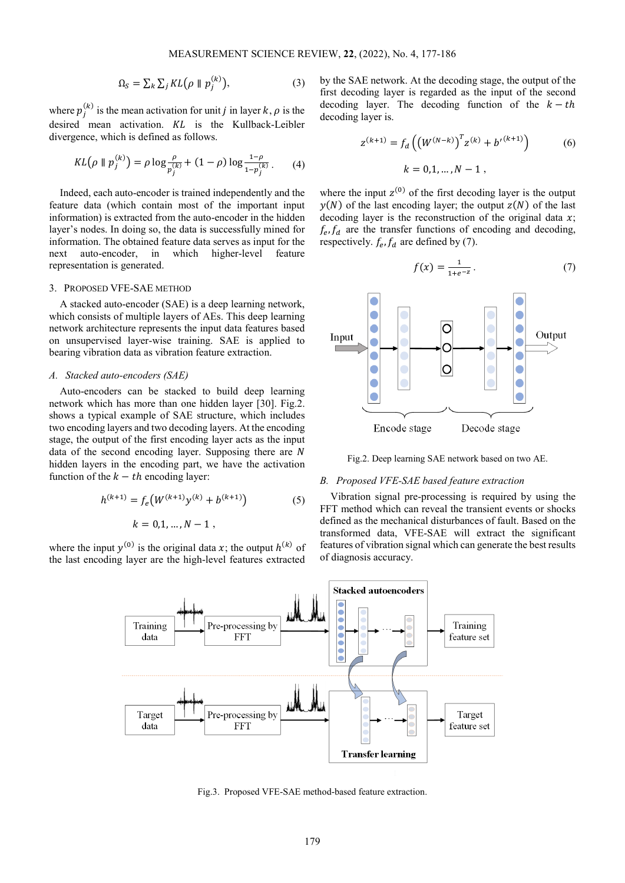$$\Omega_S = \sum_k \sum_j KL\left(\rho \parallel p_j^{(k)}\right), \tag{3}$$

where $p_j^{(k)}$ is the mean activation for unit $j$ in layer $k$, $\rho$ is the desired mean activation. $KL$ is the Kullback-Leibler divergence, which is defined as follows.

$$KL\left(\rho \parallel p_j^{(k)}\right) = \rho \log \frac{\rho}{p_j^{(k)}} + (1-\rho) \log \frac{1-\rho}{1-p_j^{(k)}}. \tag{4}$$

Indeed, each auto-encoder is trained independently and the feature data (which contain most of the important input information) is extracted from the auto-encoder in the hidden layer's nodes. In doing so, the data is successfully mined for information. The obtained feature data serves as input for the next auto-encoder, in which higher-level feature representation is generated.

## 3. PROPOSED VFE-SAE METHOD

A stacked auto-encoder (SAE) is a deep learning network, which consists of multiple layers of AEs. This deep learning network architecture represents the input data features based on unsupervised layer-wise training. SAE is applied to bearing vibration data as vibration feature extraction.

### *A. Stacked auto-encoders (SAE)*

Auto-encoders can be stacked to build deep learning network which has more than one hidden layer [30]. Fig.2. shows a typical example of SAE structure, which includes two encoding layers and two decoding layers. At the encoding stage, the output of the first encoding layer acts as the input data of the second encoding layer. Supposing there are $N$ hidden layers in the encoding part, we have the activation function of the $k-th$ encoding layer:

$$h^{(k+1)} = f_e\left(W^{(k+1)} y^{(k)} + b^{(k+1)}\right) \tag{5}$$

$$k = 0,1,\ldots,N-1\,,$$

where the input $y^{(0)}$ is the original data $x$; the output $h^{(k)}$ of the last encoding layer are the high-level features extracted by the SAE network. At the decoding stage, the output of the first decoding layer is regarded as the input of the second decoding layer. The decoding function of the $k-th$ decoding layer is.

$$z^{(k+1)} = f_d\left(\left(W^{(N-k)}\right)^T z^{(k)} + b'^{(k+1)}\right) \tag{6}$$

$$k = 0,1,\ldots,N-1\,,$$

where the input $z^{(0)}$ of the first decoding layer is the output $y(N)$ of the last encoding layer; the output $z(N)$ of the last decoding layer is the reconstruction of the original data $x$; $f_e, f_d$ are the transfer functions of encoding and decoding, respectively. $f_e, f_d$ are defined by (7).

$$f(x) = \frac{1}{1+e^{-z}}. \tag{7}$$

Fig.2. Deep learning SAE network based on two AE.

### *B. Proposed VFE-SAE based feature extraction*

Vibration signal pre-processing is required by using the FFT method which can reveal the transient events or shocks defined as the mechanical disturbances of fault. Based on the transformed data, VFE-SAE will extract the significant features of vibration signal which can generate the best results of diagnosis accuracy.

Fig.3. Proposed VFE-SAE method-based feature extraction.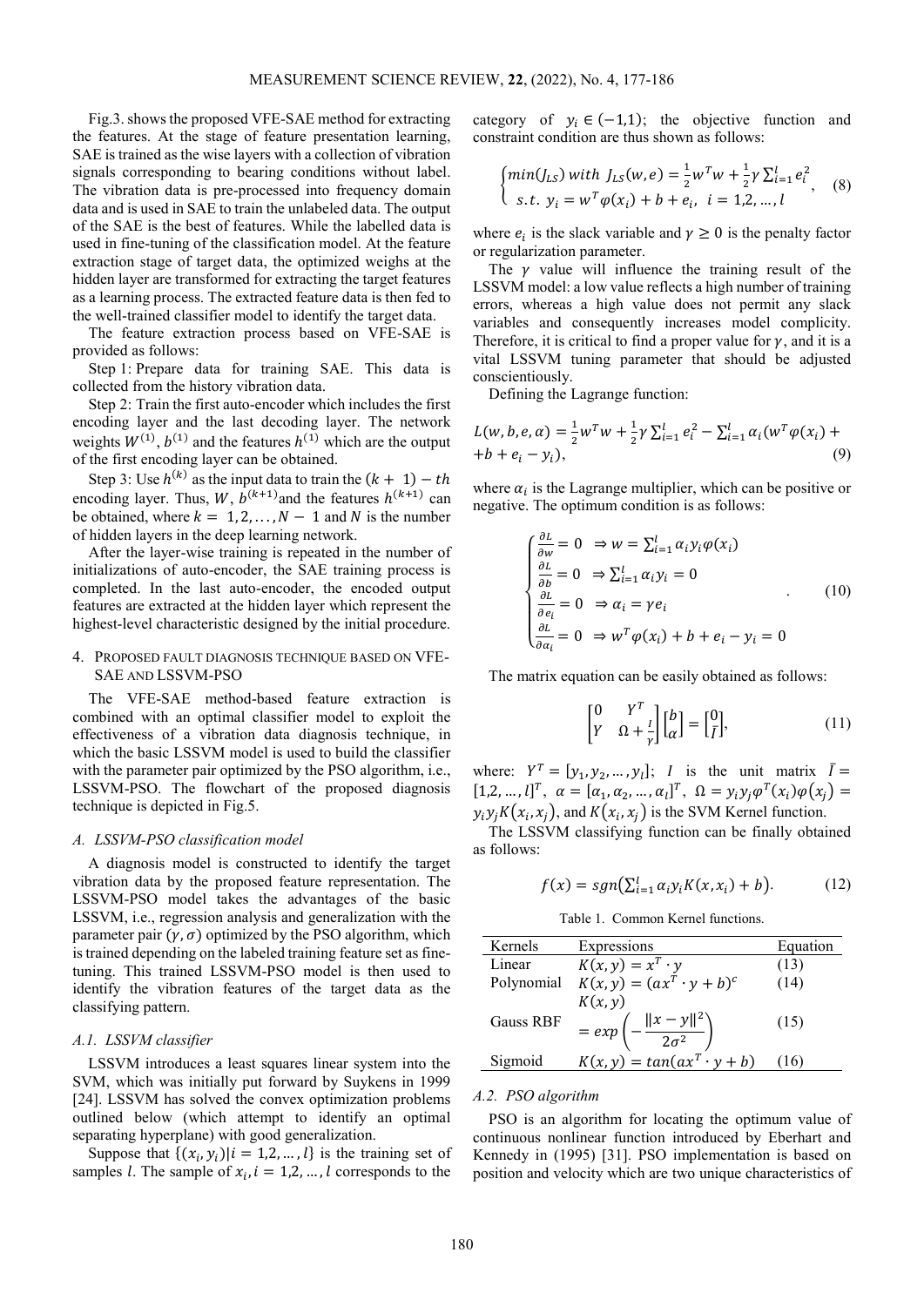Fig.3. shows the proposed VFE-SAE method for extracting the features. At the stage of feature presentation learning, SAE is trained as the wise layers with a collection of vibration signals corresponding to bearing conditions without label. The vibration data is pre-processed into frequency domain data and is used in SAE to train the unlabeled data. The output of the SAE is the best of features. While the labelled data is used in fine-tuning of the classification model. At the feature extraction stage of target data, the optimized weighs at the hidden layer are transformed for extracting the target features as a learning process. The extracted feature data is then fed to the well-trained classifier model to identify the target data.

The feature extraction process based on VFE-SAE is provided as follows:

Step 1: Prepare data for training SAE. This data is collected from the history vibration data.

Step 2: Train the first auto-encoder which includes the first encoding layer and the last decoding layer. The network weights $W^{(1)}, b^{(1)}$ and the features $h^{(1)}$ which are the output of the first encoding layer can be obtained.

Step 3: Use $h^{(k)}$ as the input data to train the $(k+1)-th$ encoding layer. Thus, $W$, $b^{(k+1)}$and the features $h^{(k+1)}$ can be obtained, where $k = 1,2,\dots,N-1$ and $N$ is the number of hidden layers in the deep learning network.

After the layer-wise training is repeated in the number of initializations of auto-encoder, the SAE training process is completed. In the last auto-encoder, the encoded output features are extracted at the hidden layer which represent the highest-level characteristic designed by the initial procedure.

## 4. Proposed fault diagnosis technique based on VFE-SAE and LSSVM-PSO

The VFE-SAE method-based feature extraction is combined with an optimal classifier model to exploit the effectiveness of a vibration data diagnosis technique, in which the basic LSSVM model is used to build the classifier with the parameter pair optimized by the PSO algorithm, i.e., LSSVM-PSO. The flowchart of the proposed diagnosis technique is depicted in Fig.5.

### *A. LSSVM-PSO classification model*

A diagnosis model is constructed to identify the target vibration data by the proposed feature representation. The LSSVM-PSO model takes the advantages of the basic LSSVM, i.e., regression analysis and generalization with the parameter pair $(\gamma,\sigma)$ optimized by the PSO algorithm, which is trained depending on the labeled training feature set as fine-tuning. This trained LSSVM-PSO model is then used to identify the vibration features of the target data as the classifying pattern.

#### *A.1. LSSVM classifier*

LSSVM introduces a least squares linear system into the SVM, which was initially put forward by Suykens in 1999 [24]. LSSVM has solved the convex optimization problems outlined below (which attempt to identify an optimal separating hyperplane) with good generalization.

Suppose that $\{(x_i,y_i)|i=1,2,\dots,l\}$ is the training set of samples $l$. The sample of $x_i, i=1,2,\dots,l$ corresponds to the category of $y_i \in (-1,1)$; the objective function and constraint condition are thus shown as follows:

$$\begin{cases} min(J_{LS})\ with\ J_{LS}(w,e) = \frac{1}{2}w^T w + \frac{1}{2}\gamma \sum_{i=1}^{l} e_i^2 \\ s.t.\ y_i = w^T\varphi(x_i) + b + e_i,\ \ i=1,2,\dots,l \end{cases}, \quad (8)$$

where $e_i$ is the slack variable and $\gamma \geq 0$ is the penalty factor or regularization parameter.

The $\gamma$ value will influence the training result of the LSSVM model: a low value reflects a high number of training errors, whereas a high value does not permit any slack variables and consequently increases model complicity. Therefore, it is critical to find a proper value for $\gamma$, and it is a vital LSSVM tuning parameter that should be adjusted conscientiously.

Defining the Lagrange function:

$$L(w,b,e,\alpha) = \frac{1}{2}w^T w + \frac{1}{2}\gamma\sum_{i=1}^{l} e_i^2 - \sum_{i=1}^{l}\alpha_i(w^T\varphi(x_i) + +b + e_i - y_i), \quad (9)$$

where $\alpha_i$ is the Lagrange multiplier, which can be positive or negative. The optimum condition is as follows:

$$\begin{cases} \frac{\partial L}{\partial w} = 0 \ \Rightarrow w = \sum_{i=1}^{l}\alpha_i y_i \varphi(x_i) \\ \frac{\partial L}{\partial b} = 0 \ \Rightarrow \sum_{i=1}^{l}\alpha_i y_i = 0 \\ \frac{\partial L}{\partial e_i} = 0 \ \Rightarrow \alpha_i = \gamma e_i \\ \frac{\partial L}{\partial \alpha_i} = 0 \ \Rightarrow w^T\varphi(x_i) + b + e_i - y_i = 0 \end{cases}. \quad (10)$$

The matrix equation can be easily obtained as follows:

$$\begin{bmatrix} 0 & Y^T \\ Y & \Omega + \frac{I}{\gamma} \end{bmatrix} \begin{bmatrix} b \\ \alpha \end{bmatrix} = \begin{bmatrix} 0 \\ \bar{I} \end{bmatrix}, \quad (11)$$

where: $Y^T = [y_1, y_2, \dots, y_l]$; $I$ is the unit matrix $\bar{I} = [1,2,\dots,l]^T$, $\alpha = [\alpha_1,\alpha_2,\dots,\alpha_l]^T$, $\Omega = y_i y_j \varphi^T(x_i)\varphi(x_j) = y_i y_j K(x_i,x_j)$, and $K(x_i,x_j)$ is the SVM Kernel function.

The LSSVM classifying function can be finally obtained as follows:

$$f(x) = sgn\left(\sum_{i=1}^{l}\alpha_i y_i K(x,x_i) + b\right). \quad (12)$$

Table 1. Common Kernel functions.

| Kernels | Expressions | Equation |
|---|---|---|
| Linear | $K(x,y) = x^T \cdot y$ | (13) |
| Polynomial | $K(x,y) = (ax^T \cdot y + b)^c$ | (14) |
| Gauss RBF | $K(x,y) = exp\left(-\frac{\lVert x-y \rVert^2}{2\sigma^2}\right)$ | (15) |
| Sigmoid | $K(x,y) = tan(ax^T \cdot y + b)$ | (16) |

#### *A.2. PSO algorithm*

PSO is an algorithm for locating the optimum value of continuous nonlinear function introduced by Eberhart and Kennedy in (1995) [31]. PSO implementation is based on position and velocity which are two unique characteristics of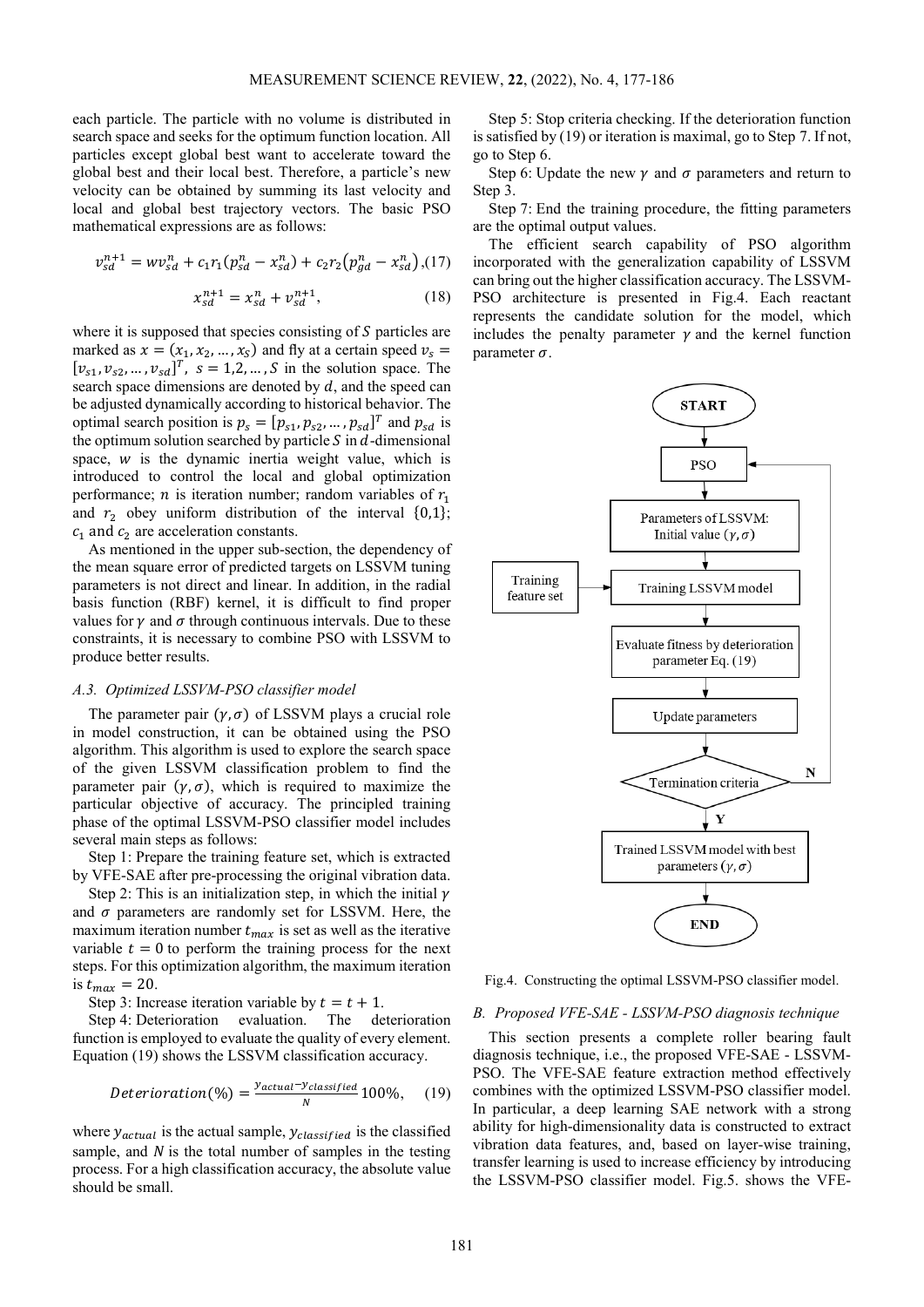each particle. The particle with no volume is distributed in search space and seeks for the optimum function location. All particles except global best want to accelerate toward the global best and their local best. Therefore, a particle's new velocity can be obtained by summing its last velocity and local and global best trajectory vectors. The basic PSO mathematical expressions are as follows:

$$v_{sd}^{n+1} = wv_{sd}^{n} + c_1 r_1 (p_{sd}^{n} - x_{sd}^{n}) + c_2 r_2 (p_{gd}^{n} - x_{sd}^{n}), \quad (17)$$

$$x_{sd}^{n+1} = x_{sd}^{n} + v_{sd}^{n+1}, \quad (18)$$

where it is supposed that species consisting of $S$ particles are marked as $x = (x_1, x_2, \ldots, x_S)$ and fly at a certain speed $v_s = [v_{s1}, v_{s2}, \ldots, v_{sd}]^T$, $s = 1, 2, \ldots, S$ in the solution space. The search space dimensions are denoted by $d$, and the speed can be adjusted dynamically according to historical behavior. The optimal search position is $p_s = [p_{s1}, p_{s2}, \ldots, p_{sd}]^T$ and $p_{sd}$ is the optimum solution searched by particle $S$ in $d$-dimensional space, $w$ is the dynamic inertia weight value, which is introduced to control the local and global optimization performance; $n$ is iteration number; random variables of $r_1$ and $r_2$ obey uniform distribution of the interval $\{0,1\}$; $c_1$ and $c_2$ are acceleration constants.

As mentioned in the upper sub-section, the dependency of the mean square error of predicted targets on LSSVM tuning parameters is not direct and linear. In addition, in the radial basis function (RBF) kernel, it is difficult to find proper values for $\gamma$ and $\sigma$ through continuous intervals. Due to these constraints, it is necessary to combine PSO with LSSVM to produce better results.

### *A.3. Optimized LSSVM-PSO classifier model*

The parameter pair $(\gamma, \sigma)$ of LSSVM plays a crucial role in model construction, it can be obtained using the PSO algorithm. This algorithm is used to explore the search space of the given LSSVM classification problem to find the parameter pair $(\gamma, \sigma)$, which is required to maximize the particular objective of accuracy. The principled training phase of the optimal LSSVM-PSO classifier model includes several main steps as follows:

Step 1: Prepare the training feature set, which is extracted by VFE-SAE after pre-processing the original vibration data.

Step 2: This is an initialization step, in which the initial $\gamma$ and $\sigma$ parameters are randomly set for LSSVM. Here, the maximum iteration number $t_{max}$ is set as well as the iterative variable $t = 0$ to perform the training process for the next steps. For this optimization algorithm, the maximum iteration is $t_{max} = 20$.

Step 3: Increase iteration variable by $t = t + 1$.

Step 4: Deterioration evaluation. The deterioration function is employed to evaluate the quality of every element. Equation (19) shows the LSSVM classification accuracy.

$$Deterioration(\%) = \frac{y_{actual} - y_{classified}}{N} 100\%, \quad (19)$$

where $y_{actual}$ is the actual sample, $y_{classified}$ is the classified sample, and $N$ is the total number of samples in the testing process. For a high classification accuracy, the absolute value should be small.

Step 5: Stop criteria checking. If the deterioration function is satisfied by (19) or iteration is maximal, go to Step 7. If not, go to Step 6.

Step 6: Update the new $\gamma$ and $\sigma$ parameters and return to Step 3.

Step 7: End the training procedure, the fitting parameters are the optimal output values.

The efficient search capability of PSO algorithm incorporated with the generalization capability of LSSVM can bring out the higher classification accuracy. The LSSVM-PSO architecture is presented in Fig.4. Each reactant represents the candidate solution for the model, which includes the penalty parameter $\gamma$ and the kernel function parameter $\sigma$.

Fig.4. Constructing the optimal LSSVM-PSO classifier model.

### *B. Proposed VFE-SAE - LSSVM-PSO diagnosis technique*

This section presents a complete roller bearing fault diagnosis technique, i.e., the proposed VFE-SAE - LSSVM-PSO. The VFE-SAE feature extraction method effectively combines with the optimized LSSVM-PSO classifier model. In particular, a deep learning SAE network with a strong ability for high-dimensionality data is constructed to extract vibration data features, and, based on layer-wise training, transfer learning is used to increase efficiency by introducing the LSSVM-PSO classifier model. Fig.5. shows the VFE-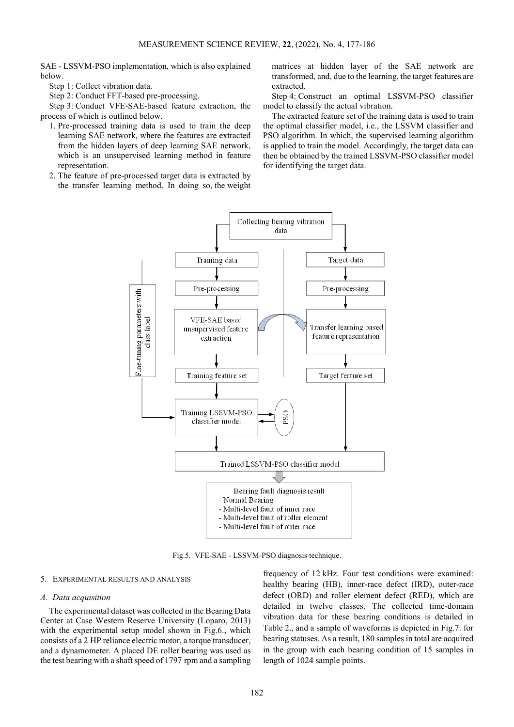SAE - LSSVM-PSO implementation, which is also explained below.

Step 1: Collect vibration data.

Step 2: Conduct FFT-based pre-processing.

Step 3: Conduct VFE-SAE-based feature extraction, the process of which is outlined below.

1. Pre-processed training data is used to train the deep learning SAE network, where the features are extracted from the hidden layers of deep learning SAE network, which is an unsupervised learning method in feature representation.
2. The feature of pre-processed target data is extracted by the transfer learning method. In doing so, the weight matrices at hidden layer of the SAE network are transformed, and, due to the learning, the target features are extracted.

Step 4: Construct an optimal LSSVM-PSO classifier model to classify the actual vibration.

The extracted feature set of the training data is used to train the optimal classifier model, i.e., the LSSVM classifier and PSO algorithm. In which, the supervised learning algorithm is applied to train the model. Accordingly, the target data can then be obtained by the trained LSSVM-PSO classifier model for identifying the target data.

Collecting bearing vibration data

Training data | Target data

Pre-processing | Pre-processing

VFE-SAE based unsupervised feature extraction | Transfer learning based feature representation

Training feature set | Target feature set

Fine-tuning parameters with class label

Training LSSVM-PSO classifier model — PSO

Trained LSSVM-PSO classifier model

Bearing fault diagnosis result
- Normal Bearing
- Multi-level fault of inner race
- Multi-level fault of roller element
- Multi-level fault of outer race

Fig.5. VFE-SAE - LSSVM-PSO diagnosis technique.

## 5. Experimental results and analysis

### *A. Data acquisition*

The experimental dataset was collected in the Bearing Data Center at Case Western Reserve University (Loparo, 2013) with the experimental setup model shown in Fig.6., which consists of a 2 HP reliance electric motor, a torque transducer, and a dynamometer. A placed DE roller bearing was used as the test bearing with a shaft speed of 1797 rpm and a sampling frequency of 12 kHz. Four test conditions were examined: healthy bearing (HB), inner-race defect (IRD), outer-race defect (ORD) and roller element defect (RED), which are detailed in twelve classes. The collected time-domain vibration data for these bearing conditions is detailed in Table 2., and a sample of waveforms is depicted in Fig.7. for bearing statuses. As a result, 180 samples in total are acquired in the group with each bearing condition of 15 samples in length of 1024 sample points.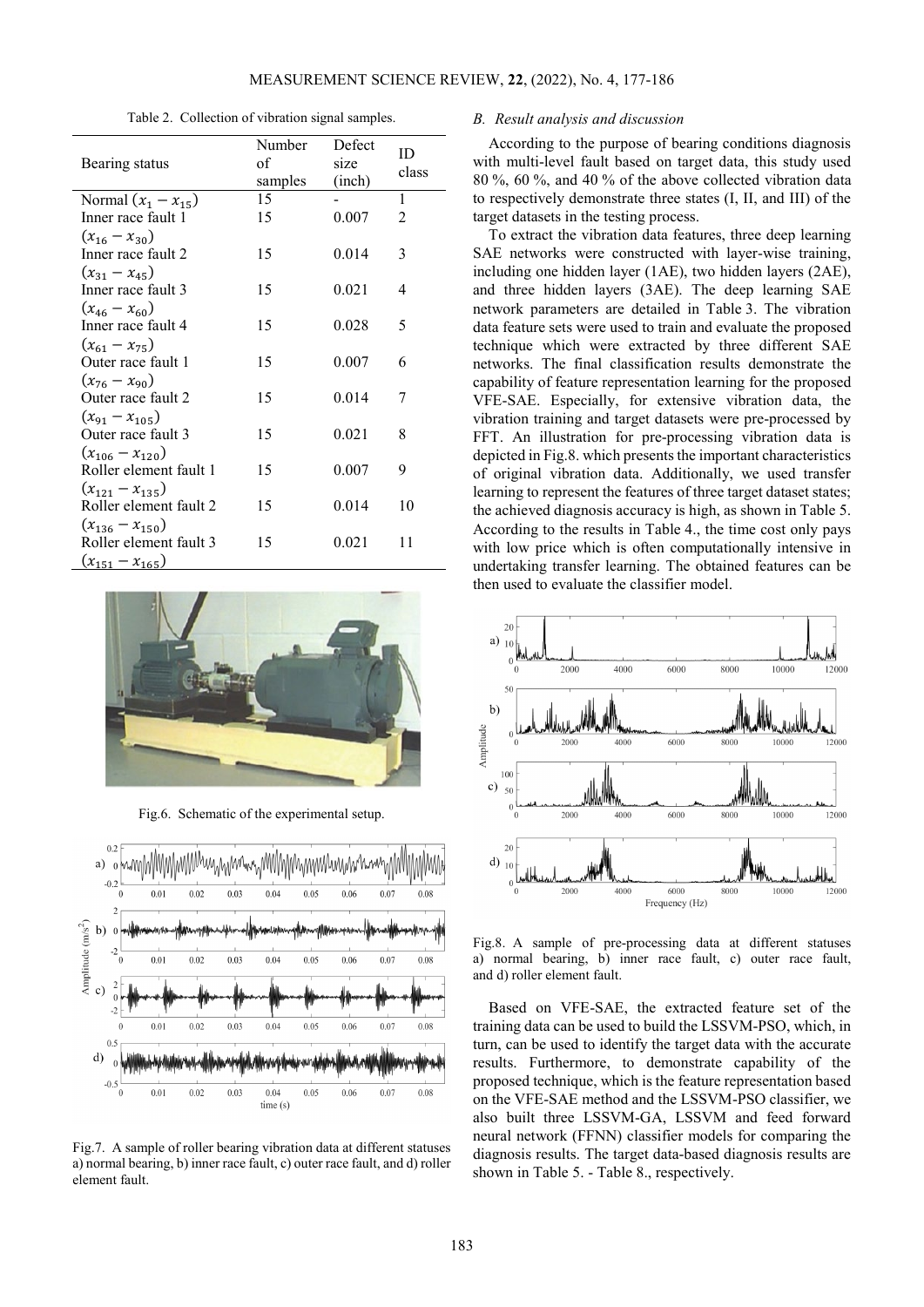Table 2. Collection of vibration signal samples.

| Bearing status | Number of samples | Defect size (inch) | ID class |
|---|---|---|---|
| Normal ($x_1 - x_{15}$) | 15 | - | 1 |
| Inner race fault 1 ($x_{16} - x_{30}$) | 15 | 0.007 | 2 |
| Inner race fault 2 ($x_{31} - x_{45}$) | 15 | 0.014 | 3 |
| Inner race fault 3 ($x_{46} - x_{60}$) | 15 | 0.021 | 4 |
| Inner race fault 4 ($x_{61} - x_{75}$) | 15 | 0.028 | 5 |
| Outer race fault 1 ($x_{76} - x_{90}$) | 15 | 0.007 | 6 |
| Outer race fault 2 ($x_{91} - x_{105}$) | 15 | 0.014 | 7 |
| Outer race fault 3 ($x_{106} - x_{120}$) | 15 | 0.021 | 8 |
| Roller element fault 1 ($x_{121} - x_{135}$) | 15 | 0.007 | 9 |
| Roller element fault 2 ($x_{136} - x_{150}$) | 15 | 0.014 | 10 |
| Roller element fault 3 ($x_{151} - x_{165}$) | 15 | 0.021 | 11 |

Fig.6. Schematic of the experimental setup.

Fig.7. A sample of roller bearing vibration data at different statuses a) normal bearing, b) inner race fault, c) outer race fault, and d) roller element fault.

### B. Result analysis and discussion

According to the purpose of bearing conditions diagnosis with multi-level fault based on target data, this study used 80 %, 60 %, and 40 % of the above collected vibration data to respectively demonstrate three states (I, II, and III) of the target datasets in the testing process.

To extract the vibration data features, three deep learning SAE networks were constructed with layer-wise training, including one hidden layer (1AE), two hidden layers (2AE), and three hidden layers (3AE). The deep learning SAE network parameters are detailed in Table 3. The vibration data feature sets were used to train and evaluate the proposed technique which were extracted by three different SAE networks. The final classification results demonstrate the capability of feature representation learning for the proposed VFE-SAE. Especially, for extensive vibration data, the vibration training and target datasets were pre-processed by FFT. An illustration for pre-processing vibration data is depicted in Fig.8. which presents the important characteristics of original vibration data. Additionally, we used transfer learning to represent the features of three target dataset states; the achieved diagnosis accuracy is high, as shown in Table 5. According to the results in Table 4., the time cost only pays with low price which is often computationally intensive in undertaking transfer learning. The obtained features can be then used to evaluate the classifier model.

Fig.8. A sample of pre-processing data at different statuses a) normal bearing, b) inner race fault, c) outer race fault, and d) roller element fault.

Based on VFE-SAE, the extracted feature set of the training data can be used to build the LSSVM-PSO, which, in turn, can be used to identify the target data with the accurate results. Furthermore, to demonstrate capability of the proposed technique, which is the feature representation based on the VFE-SAE method and the LSSVM-PSO classifier, we also built three LSSVM-GA, LSSVM and feed forward neural network (FFNN) classifier models for comparing the diagnosis results. The target data-based diagnosis results are shown in Table 5. - Table 8., respectively.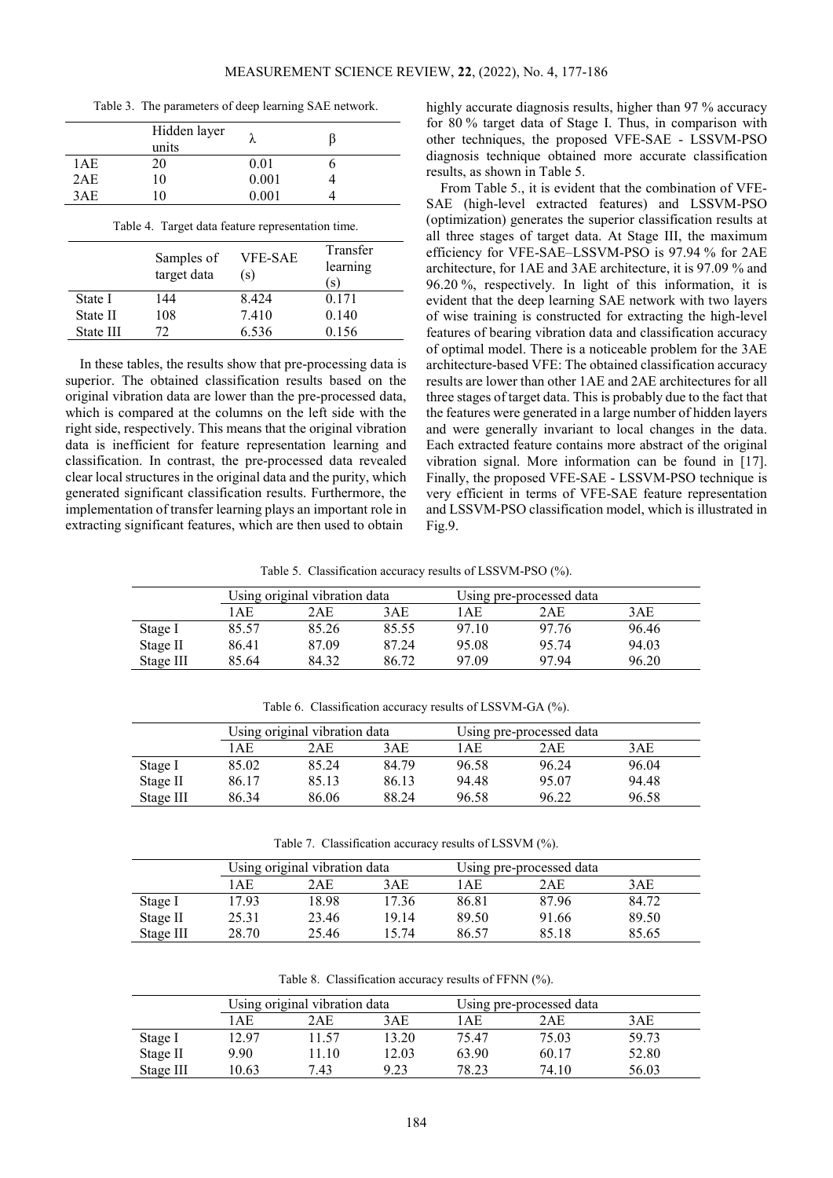Table 3. The parameters of deep learning SAE network.

| | Hidden layer units | λ | β |
|---|---|---|---|
| 1AE | 20 | 0.01 | 6 |
| 2AE | 10 | 0.001 | 4 |
| 3AE | 10 | 0.001 | 4 |

Table 4. Target data feature representation time.

| | Samples of target data | VFE-SAE (s) | Transfer learning (s) |
|---|---|---|---|
| State I | 144 | 8.424 | 0.171 |
| State II | 108 | 7.410 | 0.140 |
| State III | 72 | 6.536 | 0.156 |

In these tables, the results show that pre-processing data is superior. The obtained classification results based on the original vibration data are lower than the pre-processed data, which is compared at the columns on the left side with the right side, respectively. This means that the original vibration data is inefficient for feature representation learning and classification. In contrast, the pre-processed data revealed clear local structures in the original data and the purity, which generated significant classification results. Furthermore, the implementation of transfer learning plays an important role in extracting significant features, which are then used to obtain highly accurate diagnosis results, higher than 97 % accuracy for 80 % target data of Stage I. Thus, in comparison with other techniques, the proposed VFE-SAE - LSSVM-PSO diagnosis technique obtained more accurate classification results, as shown in Table 5.

From Table 5., it is evident that the combination of VFE-SAE (high-level extracted features) and LSSVM-PSO (optimization) generates the superior classification results at all three stages of target data. At Stage III, the maximum efficiency for VFE-SAE–LSSVM-PSO is 97.94 % for 2AE architecture, for 1AE and 3AE architecture, it is 97.09 % and 96.20 %, respectively. In light of this information, it is evident that the deep learning SAE network with two layers of wise training is constructed for extracting the high-level features of bearing vibration data and classification accuracy of optimal model. There is a noticeable problem for the 3AE architecture-based VFE: The obtained classification accuracy results are lower than other 1AE and 2AE architectures for all three stages of target data. This is probably due to the fact that the features were generated in a large number of hidden layers and were generally invariant to local changes in the data. Each extracted feature contains more abstract of the original vibration signal. More information can be found in [17]. Finally, the proposed VFE-SAE - LSSVM-PSO technique is very efficient in terms of VFE-SAE feature representation and LSSVM-PSO classification model, which is illustrated in Fig.9.

Table 5. Classification accuracy results of LSSVM-PSO (%).

| | Using original vibration data | | | Using pre-processed data | | |
|---|---|---|---|---|---|---|
| | 1AE | 2AE | 3AE | 1AE | 2AE | 3AE |
| Stage I | 85.57 | 85.26 | 85.55 | 97.10 | 97.76 | 96.46 |
| Stage II | 86.41 | 87.09 | 87.24 | 95.08 | 95.74 | 94.03 |
| Stage III | 85.64 | 84.32 | 86.72 | 97.09 | 97.94 | 96.20 |

Table 6. Classification accuracy results of LSSVM-GA (%).

| | Using original vibration data | | | Using pre-processed data | | |
|---|---|---|---|---|---|---|
| | 1AE | 2AE | 3AE | 1AE | 2AE | 3AE |
| Stage I | 85.02 | 85.24 | 84.79 | 96.58 | 96.24 | 96.04 |
| Stage II | 86.17 | 85.13 | 86.13 | 94.48 | 95.07 | 94.48 |
| Stage III | 86.34 | 86.06 | 88.24 | 96.58 | 96.22 | 96.58 |

Table 7. Classification accuracy results of LSSVM (%).

| | Using original vibration data | | | Using pre-processed data | | |
|---|---|---|---|---|---|---|
| | 1AE | 2AE | 3AE | 1AE | 2AE | 3AE |
| Stage I | 17.93 | 18.98 | 17.36 | 86.81 | 87.96 | 84.72 |
| Stage II | 25.31 | 23.46 | 19.14 | 89.50 | 91.66 | 89.50 |
| Stage III | 28.70 | 25.46 | 15.74 | 86.57 | 85.18 | 85.65 |

Table 8. Classification accuracy results of FFNN (%).

| | Using original vibration data | | | Using pre-processed data | | |
|---|---|---|---|---|---|---|
| | 1AE | 2AE | 3AE | 1AE | 2AE | 3AE |
| Stage I | 12.97 | 11.57 | 13.20 | 75.47 | 75.03 | 59.73 |
| Stage II | 9.90 | 11.10 | 12.03 | 63.90 | 60.17 | 52.80 |
| Stage III | 10.63 | 7.43 | 9.23 | 78.23 | 74.10 | 56.03 |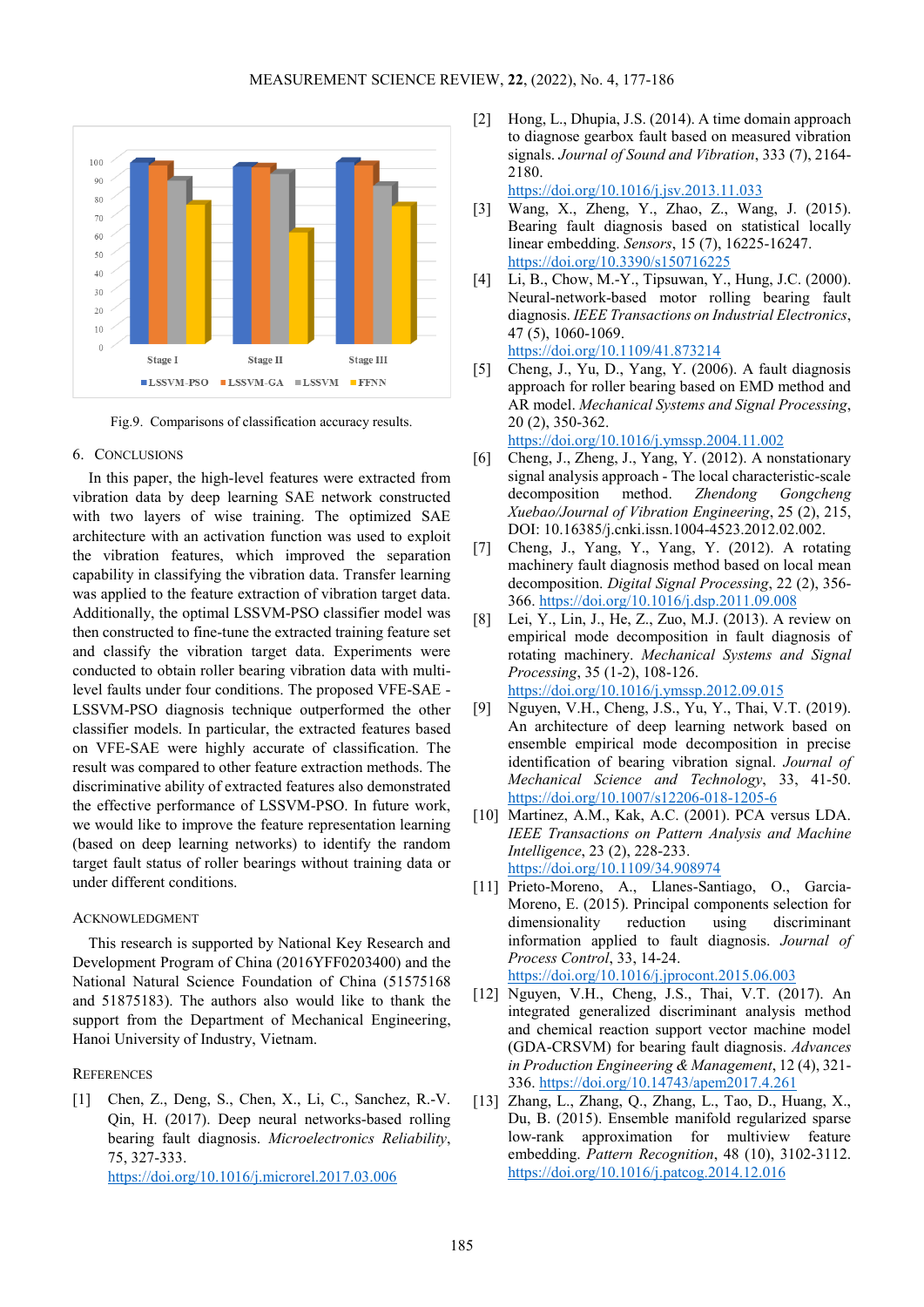Fig.9. Comparisons of classification accuracy results.

## 6. Conclusions

In this paper, the high-level features were extracted from vibration data by deep learning SAE network constructed with two layers of wise training. The optimized SAE architecture with an activation function was used to exploit the vibration features, which improved the separation capability in classifying the vibration data. Transfer learning was applied to the feature extraction of vibration target data. Additionally, the optimal LSSVM-PSO classifier model was then constructed to fine-tune the extracted training feature set and classify the vibration target data. Experiments were conducted to obtain roller bearing vibration data with multi-level faults under four conditions. The proposed VFE-SAE - LSSVM-PSO diagnosis technique outperformed the other classifier models. In particular, the extracted features based on VFE-SAE were highly accurate of classification. The result was compared to other feature extraction methods. The discriminative ability of extracted features also demonstrated the effective performance of LSSVM-PSO. In future work, we would like to improve the feature representation learning (based on deep learning networks) to identify the random target fault status of roller bearings without training data or under different conditions.

## Acknowledgment

This research is supported by National Key Research and Development Program of China (2016YFF0203400) and the National Natural Science Foundation of China (51575168 and 51875183). The authors also would like to thank the support from the Department of Mechanical Engineering, Hanoi University of Industry, Vietnam.

## References

[1] Chen, Z., Deng, S., Chen, X., Li, C., Sanchez, R.-V. Qin, H. (2017). Deep neural networks-based rolling bearing fault diagnosis. *Microelectronics Reliability*, 75, 327-333. https://doi.org/10.1016/j.microrel.2017.03.006

[2] Hong, L., Dhupia, J.S. (2014). A time domain approach to diagnose gearbox fault based on measured vibration signals. *Journal of Sound and Vibration*, 333 (7), 2164-2180. https://doi.org/10.1016/j.jsv.2013.11.033

[3] Wang, X., Zheng, Y., Zhao, Z., Wang, J. (2015). Bearing fault diagnosis based on statistical locally linear embedding. *Sensors*, 15 (7), 16225-16247. https://doi.org/10.3390/s150716225

[4] Li, B., Chow, M.-Y., Tipsuwan, Y., Hung, J.C. (2000). Neural-network-based motor rolling bearing fault diagnosis. *IEEE Transactions on Industrial Electronics*, 47 (5), 1060-1069. https://doi.org/10.1109/41.873214

[5] Cheng, J., Yu, D., Yang, Y. (2006). A fault diagnosis approach for roller bearing based on EMD method and AR model. *Mechanical Systems and Signal Processing*, 20 (2), 350-362. https://doi.org/10.1016/j.ymssp.2004.11.002

[6] Cheng, J., Zheng, J., Yang, Y. (2012). A nonstationary signal analysis approach - The local characteristic-scale decomposition method. *Zhendong Gongcheng Xuebao/Journal of Vibration Engineering*, 25 (2), 215, DOI: 10.16385/j.cnki.issn.1004-4523.2012.02.002.

[7] Cheng, J., Yang, Y., Yang, Y. (2012). A rotating machinery fault diagnosis method based on local mean decomposition. *Digital Signal Processing*, 22 (2), 356-366. https://doi.org/10.1016/j.dsp.2011.09.008

[8] Lei, Y., Lin, J., He, Z., Zuo, M.J. (2013). A review on empirical mode decomposition in fault diagnosis of rotating machinery. *Mechanical Systems and Signal Processing*, 35 (1-2), 108-126. https://doi.org/10.1016/j.ymssp.2012.09.015

[9] Nguyen, V.H., Cheng, J.S., Yu, Y., Thai, V.T. (2019). An architecture of deep learning network based on ensemble empirical mode decomposition in precise identification of bearing vibration signal. *Journal of Mechanical Science and Technology*, 33, 41-50. https://doi.org/10.1007/s12206-018-1205-6

[10] Martinez, A.M., Kak, A.C. (2001). PCA versus LDA. *IEEE Transactions on Pattern Analysis and Machine Intelligence*, 23 (2), 228-233. https://doi.org/10.1109/34.908974

[11] Prieto-Moreno, A., Llanes-Santiago, O., Garcia-Moreno, E. (2015). Principal components selection for dimensionality reduction using discriminant information applied to fault diagnosis. *Journal of Process Control*, 33, 14-24. https://doi.org/10.1016/j.jprocont.2015.06.003

[12] Nguyen, V.H., Cheng, J.S., Thai, V.T. (2017). An integrated generalized discriminant analysis method and chemical reaction support vector machine model (GDA-CRSVM) for bearing fault diagnosis. *Advances in Production Engineering & Management*, 12 (4), 321-336. https://doi.org/10.14743/apem2017.4.261

[13] Zhang, L., Zhang, Q., Zhang, L., Tao, D., Huang, X., Du, B. (2015). Ensemble manifold regularized sparse low-rank approximation for multiview feature embedding. *Pattern Recognition*, 48 (10), 3102-3112. https://doi.org/10.1016/j.patcog.2014.12.016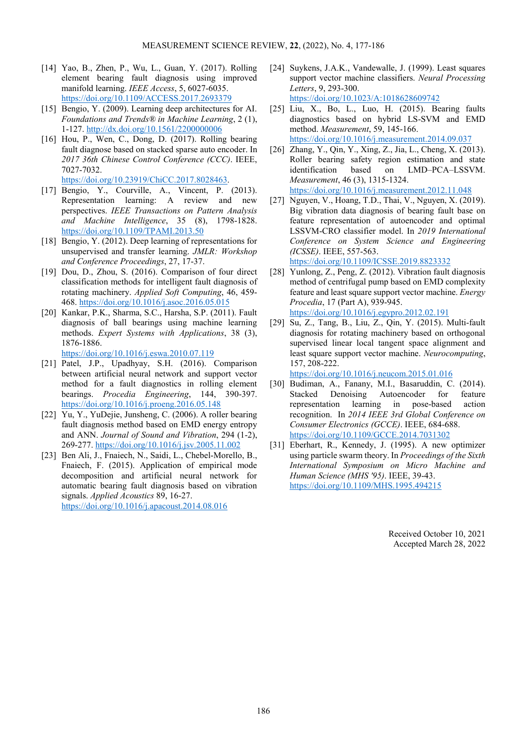[14] Yao, B., Zhen, P., Wu, L., Guan, Y. (2017). Rolling element bearing fault diagnosis using improved manifold learning. *IEEE Access*, 5, 6027-6035. https://doi.org/10.1109/ACCESS.2017.2693379

[15] Bengio, Y. (2009). Learning deep architectures for AI. *Foundations and Trends® in Machine Learning*, 2 (1), 1-127. http://dx.doi.org/10.1561/2200000006

[16] Hou, P., Wen, C., Dong, D. (2017). Rolling bearing fault diagnose based on stacked sparse auto encoder. In *2017 36th Chinese Control Conference (CCC)*. IEEE, 7027-7032. https://doi.org/10.23919/ChiCC.2017.8028463.

[17] Bengio, Y., Courville, A., Vincent, P. (2013). Representation learning: A review and new perspectives. *IEEE Transactions on Pattern Analysis and Machine Intelligence*, 35 (8), 1798-1828. https://doi.org/10.1109/TPAMI.2013.50

[18] Bengio, Y. (2012). Deep learning of representations for unsupervised and transfer learning. *JMLR: Workshop and Conference Proceedings*, 27, 17-37.

[19] Dou, D., Zhou, S. (2016). Comparison of four direct classification methods for intelligent fault diagnosis of rotating machinery. *Applied Soft Computing*, 46, 459-468. https://doi.org/10.1016/j.asoc.2016.05.015

[20] Kankar, P.K., Sharma, S.C., Harsha, S.P. (2011). Fault diagnosis of ball bearings using machine learning methods. *Expert Systems with Applications*, 38 (3), 1876-1886. https://doi.org/10.1016/j.eswa.2010.07.119

[21] Patel, J.P., Upadhyay, S.H. (2016). Comparison between artificial neural network and support vector method for a fault diagnostics in rolling element bearings. *Procedia Engineering*, 144, 390-397. https://doi.org/10.1016/j.proeng.2016.05.148

[22] Yu, Y., YuDejie, Junsheng, C. (2006). A roller bearing fault diagnosis method based on EMD energy entropy and ANN. *Journal of Sound and Vibration*, 294 (1-2), 269-277. https://doi.org/10.1016/j.jsv.2005.11.002

[23] Ben Ali, J., Fnaiech, N., Saidi, L., Chebel-Morello, B., Fnaiech, F. (2015). Application of empirical mode decomposition and artificial neural network for automatic bearing fault diagnosis based on vibration signals. *Applied Acoustics* 89, 16-27. https://doi.org/10.1016/j.apacoust.2014.08.016

[24] Suykens, J.A.K., Vandewalle, J. (1999). Least squares support vector machine classifiers. *Neural Processing Letters*, 9, 293-300. https://doi.org/10.1023/A:1018628609742

[25] Liu, X., Bo, L., Luo, H. (2015). Bearing faults diagnostics based on hybrid LS-SVM and EMD method. *Measurement*, 59, 145-166. https://doi.org/10.1016/j.measurement.2014.09.037

[26] Zhang, Y., Qin, Y., Xing, Z., Jia, L., Cheng, X. (2013). Roller bearing safety region estimation and state identification based on LMD–PCA–LSSVM. *Measurement*, 46 (3), 1315-1324. https://doi.org/10.1016/j.measurement.2012.11.048

[27] Nguyen, V., Hoang, T.D., Thai, V., Nguyen, X. (2019). Big vibration data diagnosis of bearing fault base on feature representation of autoencoder and optimal LSSVM-CRO classifier model. In *2019 International Conference on System Science and Engineering (ICSSE)*. IEEE, 557-563. https://doi.org/10.1109/ICSSE.2019.8823332

[28] Yunlong, Z., Peng, Z. (2012). Vibration fault diagnosis method of centrifugal pump based on EMD complexity feature and least square support vector machine. *Energy Procedia*, 17 (Part A), 939-945. https://doi.org/10.1016/j.egypro.2012.02.191

[29] Su, Z., Tang, B., Liu, Z., Qin, Y. (2015). Multi-fault diagnosis for rotating machinery based on orthogonal supervised linear local tangent space alignment and least square support vector machine. *Neurocomputing*, 157, 208-222. https://doi.org/10.1016/j.neucom.2015.01.016

[30] Budiman, A., Fanany, M.I., Basaruddin, C. (2014). Stacked Denoising Autoencoder for feature representation learning in pose-based action recognition. In *2014 IEEE 3rd Global Conference on Consumer Electronics (GCCE)*. IEEE, 684-688. https://doi.org/10.1109/GCCE.2014.7031302

[31] Eberhart, R., Kennedy, J. (1995). A new optimizer using particle swarm theory. In *Proceedings of the Sixth International Symposium on Micro Machine and Human Science (MHS '95)*. IEEE, 39-43. https://doi.org/10.1109/MHS.1995.494215

Received October 10, 2021
Accepted March 28, 2022